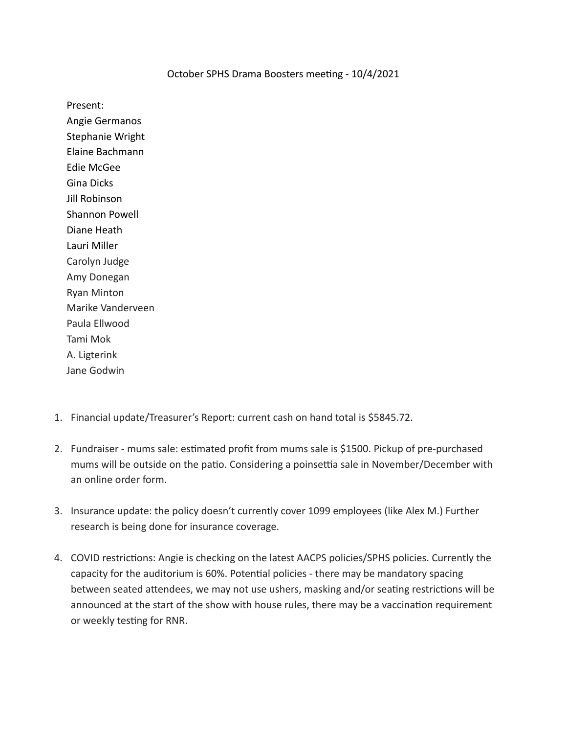# October SPHS Drama Boosters meeting - 10/4/2021

Present:
Angie Germanos
Stephanie Wright
Elaine Bachmann
Edie McGee
Gina Dicks
Jill Robinson
Shannon Powell
Diane Heath
Lauri Miller
Carolyn Judge
Amy Donegan
Ryan Minton
Marike Vanderveen
Paula Ellwood
Tami Mok
A. Ligterink
Jane Godwin

1. Financial update/Treasurer's Report: current cash on hand total is $5845.72.

2. Fundraiser - mums sale: estimated profit from mums sale is $1500. Pickup of pre-purchased mums will be outside on the patio. Considering a poinsettia sale in November/December with an online order form.

3. Insurance update: the policy doesn't currently cover 1099 employees (like Alex M.) Further research is being done for insurance coverage.

4. COVID restrictions: Angie is checking on the latest AACPS policies/SPHS policies. Currently the capacity for the auditorium is 60%. Potential policies - there may be mandatory spacing between seated attendees, we may not use ushers, masking and/or seating restrictions will be announced at the start of the show with house rules, there may be a vaccination requirement or weekly testing for RNR.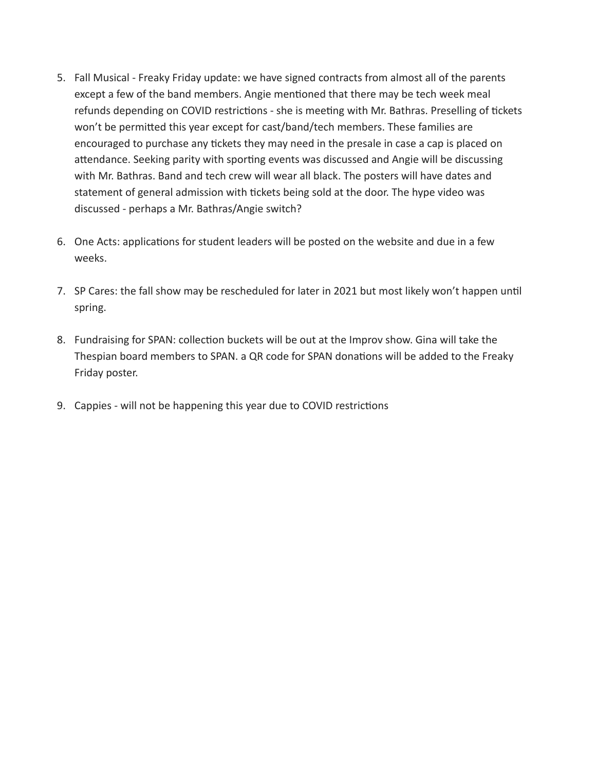5. Fall Musical - Freaky Friday update: we have signed contracts from almost all of the parents except a few of the band members. Angie mentioned that there may be tech week meal refunds depending on COVID restrictions - she is meeting with Mr. Bathras. Preselling of tickets won't be permitted this year except for cast/band/tech members. These families are encouraged to purchase any tickets they may need in the presale in case a cap is placed on attendance. Seeking parity with sporting events was discussed and Angie will be discussing with Mr. Bathras. Band and tech crew will wear all black. The posters will have dates and statement of general admission with tickets being sold at the door. The hype video was discussed - perhaps a Mr. Bathras/Angie switch?

6. One Acts: applications for student leaders will be posted on the website and due in a few weeks.

7. SP Cares: the fall show may be rescheduled for later in 2021 but most likely won't happen until spring.

8. Fundraising for SPAN: collection buckets will be out at the Improv show. Gina will take the Thespian board members to SPAN. a QR code for SPAN donations will be added to the Freaky Friday poster.

9. Cappies - will not be happening this year due to COVID restrictions